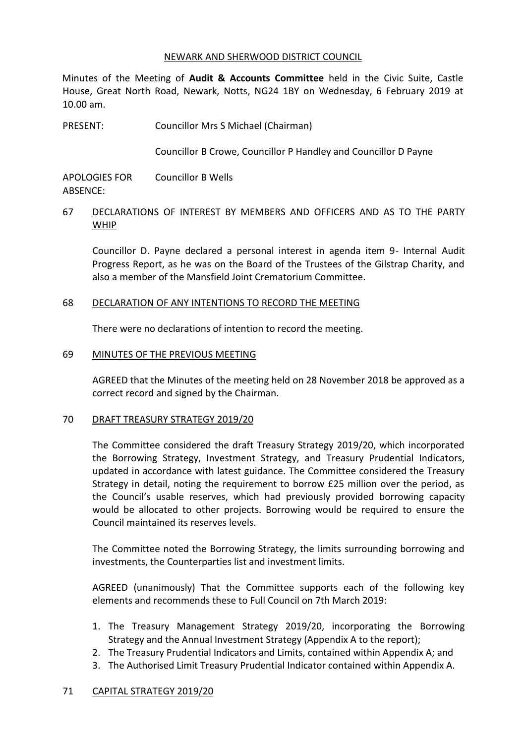NEWARK AND SHERWOOD DISTRICT COUNCIL

Minutes of the Meeting of **Audit & Accounts Committee** held in the Civic Suite, Castle House, Great North Road, Newark, Notts, NG24 1BY on Wednesday, 6 February 2019 at 10.00 am.

PRESENT: Councillor Mrs S Michael (Chairman)

Councillor B Crowe, Councillor P Handley and Councillor D Payne

APOLOGIES FOR ABSENCE: Councillor B Wells

## 67 DECLARATIONS OF INTEREST BY MEMBERS AND OFFICERS AND AS TO THE PARTY WHIP

Councillor D. Payne declared a personal interest in agenda item 9- Internal Audit Progress Report, as he was on the Board of the Trustees of the Gilstrap Charity, and also a member of the Mansfield Joint Crematorium Committee.

## 68 DECLARATION OF ANY INTENTIONS TO RECORD THE MEETING

There were no declarations of intention to record the meeting.

## 69 MINUTES OF THE PREVIOUS MEETING

AGREED that the Minutes of the meeting held on 28 November 2018 be approved as a correct record and signed by the Chairman.

## 70 DRAFT TREASURY STRATEGY 2019/20

The Committee considered the draft Treasury Strategy 2019/20, which incorporated the Borrowing Strategy, Investment Strategy, and Treasury Prudential Indicators, updated in accordance with latest guidance. The Committee considered the Treasury Strategy in detail, noting the requirement to borrow £25 million over the period, as the Council's usable reserves, which had previously provided borrowing capacity would be allocated to other projects. Borrowing would be required to ensure the Council maintained its reserves levels.

The Committee noted the Borrowing Strategy, the limits surrounding borrowing and investments, the Counterparties list and investment limits.

AGREED (unanimously) That the Committee supports each of the following key elements and recommends these to Full Council on 7th March 2019:

1. The Treasury Management Strategy 2019/20, incorporating the Borrowing Strategy and the Annual Investment Strategy (Appendix A to the report);
2. The Treasury Prudential Indicators and Limits, contained within Appendix A; and
3. The Authorised Limit Treasury Prudential Indicator contained within Appendix A.

## 71 CAPITAL STRATEGY 2019/20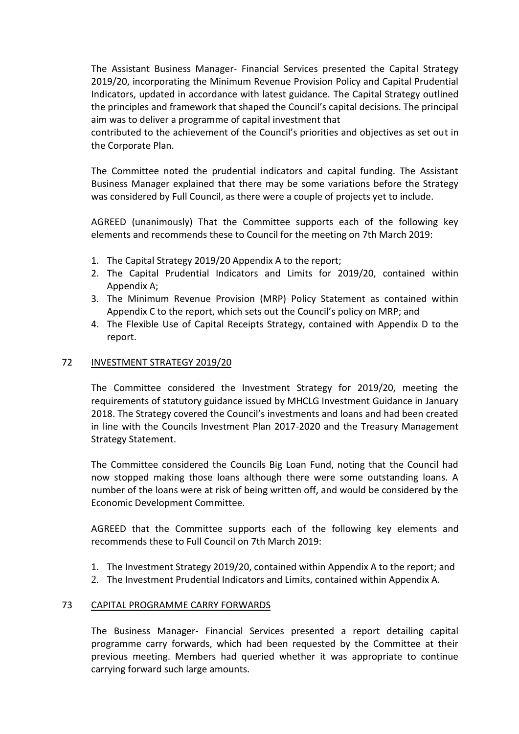The Assistant Business Manager- Financial Services presented the Capital Strategy 2019/20, incorporating the Minimum Revenue Provision Policy and Capital Prudential Indicators, updated in accordance with latest guidance. The Capital Strategy outlined the principles and framework that shaped the Council's capital decisions. The principal aim was to deliver a programme of capital investment that contributed to the achievement of the Council's priorities and objectives as set out in the Corporate Plan.

The Committee noted the prudential indicators and capital funding. The Assistant Business Manager explained that there may be some variations before the Strategy was considered by Full Council, as there were a couple of projects yet to include.

AGREED (unanimously) That the Committee supports each of the following key elements and recommends these to Council for the meeting on 7th March 2019:

1. The Capital Strategy 2019/20 Appendix A to the report;
2. The Capital Prudential Indicators and Limits for 2019/20, contained within Appendix A;
3. The Minimum Revenue Provision (MRP) Policy Statement as contained within Appendix C to the report, which sets out the Council's policy on MRP; and
4. The Flexible Use of Capital Receipts Strategy, contained with Appendix D to the report.

## 72 INVESTMENT STRATEGY 2019/20

The Committee considered the Investment Strategy for 2019/20, meeting the requirements of statutory guidance issued by MHCLG Investment Guidance in January 2018. The Strategy covered the Council's investments and loans and had been created in line with the Councils Investment Plan 2017-2020 and the Treasury Management Strategy Statement.

The Committee considered the Councils Big Loan Fund, noting that the Council had now stopped making those loans although there were some outstanding loans. A number of the loans were at risk of being written off, and would be considered by the Economic Development Committee.

AGREED that the Committee supports each of the following key elements and recommends these to Full Council on 7th March 2019:

1. The Investment Strategy 2019/20, contained within Appendix A to the report; and
2. The Investment Prudential Indicators and Limits, contained within Appendix A.

## 73 CAPITAL PROGRAMME CARRY FORWARDS

The Business Manager- Financial Services presented a report detailing capital programme carry forwards, which had been requested by the Committee at their previous meeting. Members had queried whether it was appropriate to continue carrying forward such large amounts.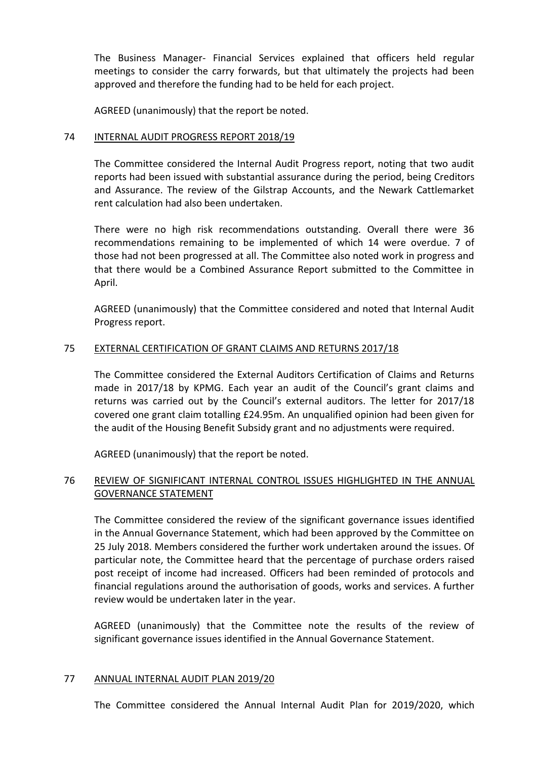The Business Manager- Financial Services explained that officers held regular meetings to consider the carry forwards, but that ultimately the projects had been approved and therefore the funding had to be held for each project.

AGREED (unanimously) that the report be noted.

## 74 INTERNAL AUDIT PROGRESS REPORT 2018/19

The Committee considered the Internal Audit Progress report, noting that two audit reports had been issued with substantial assurance during the period, being Creditors and Assurance. The review of the Gilstrap Accounts, and the Newark Cattlemarket rent calculation had also been undertaken.

There were no high risk recommendations outstanding. Overall there were 36 recommendations remaining to be implemented of which 14 were overdue. 7 of those had not been progressed at all. The Committee also noted work in progress and that there would be a Combined Assurance Report submitted to the Committee in April.

AGREED (unanimously) that the Committee considered and noted that Internal Audit Progress report.

## 75 EXTERNAL CERTIFICATION OF GRANT CLAIMS AND RETURNS 2017/18

The Committee considered the External Auditors Certification of Claims and Returns made in 2017/18 by KPMG. Each year an audit of the Council's grant claims and returns was carried out by the Council's external auditors. The letter for 2017/18 covered one grant claim totalling £24.95m. An unqualified opinion had been given for the audit of the Housing Benefit Subsidy grant and no adjustments were required.

AGREED (unanimously) that the report be noted.

## 76 REVIEW OF SIGNIFICANT INTERNAL CONTROL ISSUES HIGHLIGHTED IN THE ANNUAL GOVERNANCE STATEMENT

The Committee considered the review of the significant governance issues identified in the Annual Governance Statement, which had been approved by the Committee on 25 July 2018. Members considered the further work undertaken around the issues. Of particular note, the Committee heard that the percentage of purchase orders raised post receipt of income had increased. Officers had been reminded of protocols and financial regulations around the authorisation of goods, works and services. A further review would be undertaken later in the year.

AGREED (unanimously) that the Committee note the results of the review of significant governance issues identified in the Annual Governance Statement.

## 77 ANNUAL INTERNAL AUDIT PLAN 2019/20

The Committee considered the Annual Internal Audit Plan for 2019/2020, which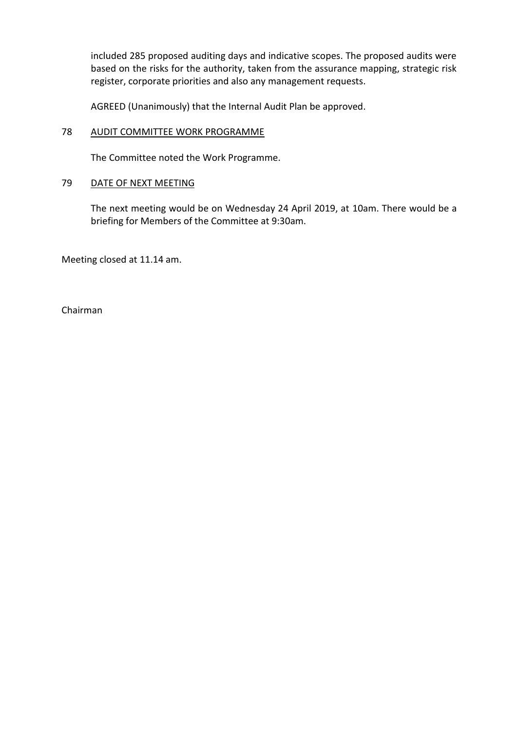included 285 proposed auditing days and indicative scopes. The proposed audits were based on the risks for the authority, taken from the assurance mapping, strategic risk register, corporate priorities and also any management requests.

AGREED (Unanimously) that the Internal Audit Plan be approved.

## 78 AUDIT COMMITTEE WORK PROGRAMME

The Committee noted the Work Programme.

## 79 DATE OF NEXT MEETING

The next meeting would be on Wednesday 24 April 2019, at 10am. There would be a briefing for Members of the Committee at 9:30am.

Meeting closed at 11.14 am.

Chairman